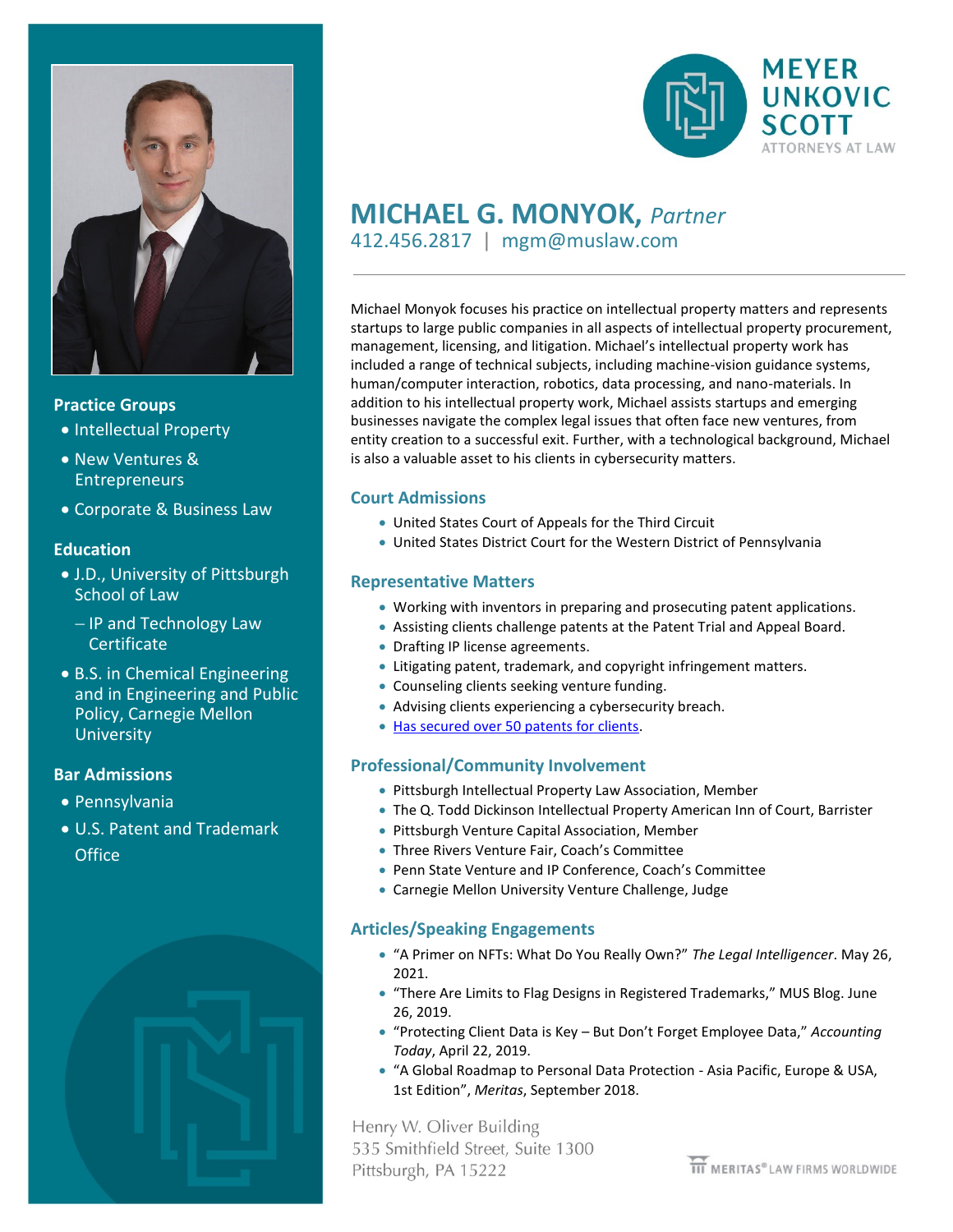MEYER UNKOVIC SCOTT
ATTORNEYS AT LAW

# MICHAEL G. MONYOK, *Partner*

412.456.2817 | mgm@muslaw.com

Michael Monyok focuses his practice on intellectual property matters and represents startups to large public companies in all aspects of intellectual property procurement, management, licensing, and litigation. Michael's intellectual property work has included a range of technical subjects, including machine-vision guidance systems, human/computer interaction, robotics, data processing, and nano-materials. In addition to his intellectual property work, Michael assists startups and emerging businesses navigate the complex legal issues that often face new ventures, from entity creation to a successful exit. Further, with a technological background, Michael is also a valuable asset to his clients in cybersecurity matters.

## Practice Groups

- Intellectual Property
- New Ventures & Entrepreneurs
- Corporate & Business Law

## Education

- J.D., University of Pittsburgh School of Law
  - IP and Technology Law Certificate
- B.S. in Chemical Engineering and in Engineering and Public Policy, Carnegie Mellon University

## Bar Admissions

- Pennsylvania
- U.S. Patent and Trademark Office

## Court Admissions

- United States Court of Appeals for the Third Circuit
- United States District Court for the Western District of Pennsylvania

## Representative Matters

- Working with inventors in preparing and prosecuting patent applications.
- Assisting clients challenge patents at the Patent Trial and Appeal Board.
- Drafting IP license agreements.
- Litigating patent, trademark, and copyright infringement matters.
- Counseling clients seeking venture funding.
- Advising clients experiencing a cybersecurity breach.
- Has secured over 50 patents for clients.

## Professional/Community Involvement

- Pittsburgh Intellectual Property Law Association, Member
- The Q. Todd Dickinson Intellectual Property American Inn of Court, Barrister
- Pittsburgh Venture Capital Association, Member
- Three Rivers Venture Fair, Coach's Committee
- Penn State Venture and IP Conference, Coach's Committee
- Carnegie Mellon University Venture Challenge, Judge

## Articles/Speaking Engagements

- "A Primer on NFTs: What Do You Really Own?" *The Legal Intelligencer*. May 26, 2021.
- "There Are Limits to Flag Designs in Registered Trademarks," MUS Blog. June 26, 2019.
- "Protecting Client Data is Key – But Don't Forget Employee Data," *Accounting Today*, April 22, 2019.
- "A Global Roadmap to Personal Data Protection - Asia Pacific, Europe & USA, 1st Edition", *Meritas*, September 2018.

Henry W. Oliver Building
535 Smithfield Street, Suite 1300
Pittsburgh, PA 15222

MERITAS® LAW FIRMS WORLDWIDE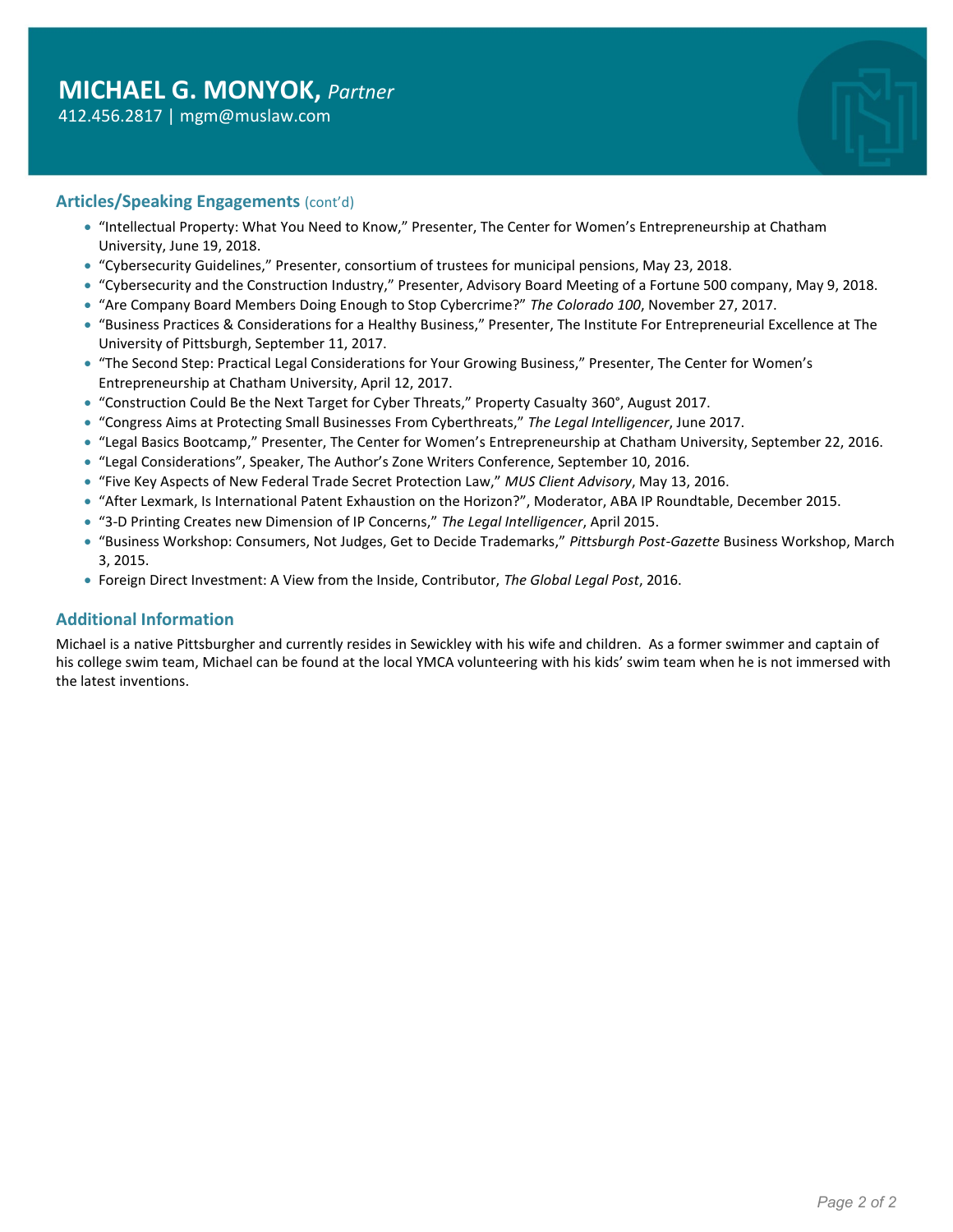# MICHAEL G. MONYOK, *Partner*

412.456.2817 | mgm@muslaw.com

## Articles/Speaking Engagements (cont'd)

- "Intellectual Property: What You Need to Know," Presenter, The Center for Women's Entrepreneurship at Chatham University, June 19, 2018.
- "Cybersecurity Guidelines," Presenter, consortium of trustees for municipal pensions, May 23, 2018.
- "Cybersecurity and the Construction Industry," Presenter, Advisory Board Meeting of a Fortune 500 company, May 9, 2018.
- "Are Company Board Members Doing Enough to Stop Cybercrime?" *The Colorado 100*, November 27, 2017.
- "Business Practices & Considerations for a Healthy Business," Presenter, The Institute For Entrepreneurial Excellence at The University of Pittsburgh, September 11, 2017.
- "The Second Step: Practical Legal Considerations for Your Growing Business," Presenter, The Center for Women's Entrepreneurship at Chatham University, April 12, 2017.
- "Construction Could Be the Next Target for Cyber Threats," Property Casualty 360°, August 2017.
- "Congress Aims at Protecting Small Businesses From Cyberthreats," *The Legal Intelligencer*, June 2017.
- "Legal Basics Bootcamp," Presenter, The Center for Women's Entrepreneurship at Chatham University, September 22, 2016.
- "Legal Considerations", Speaker, The Author's Zone Writers Conference, September 10, 2016.
- "Five Key Aspects of New Federal Trade Secret Protection Law," *MUS Client Advisory*, May 13, 2016.
- "After Lexmark, Is International Patent Exhaustion on the Horizon?", Moderator, ABA IP Roundtable, December 2015.
- "3-D Printing Creates new Dimension of IP Concerns," *The Legal Intelligencer*, April 2015.
- "Business Workshop: Consumers, Not Judges, Get to Decide Trademarks," *Pittsburgh Post-Gazette* Business Workshop, March 3, 2015.
- Foreign Direct Investment: A View from the Inside, Contributor, *The Global Legal Post*, 2016.

## Additional Information

Michael is a native Pittsburgher and currently resides in Sewickley with his wife and children. As a former swimmer and captain of his college swim team, Michael can be found at the local YMCA volunteering with his kids' swim team when he is not immersed with the latest inventions.